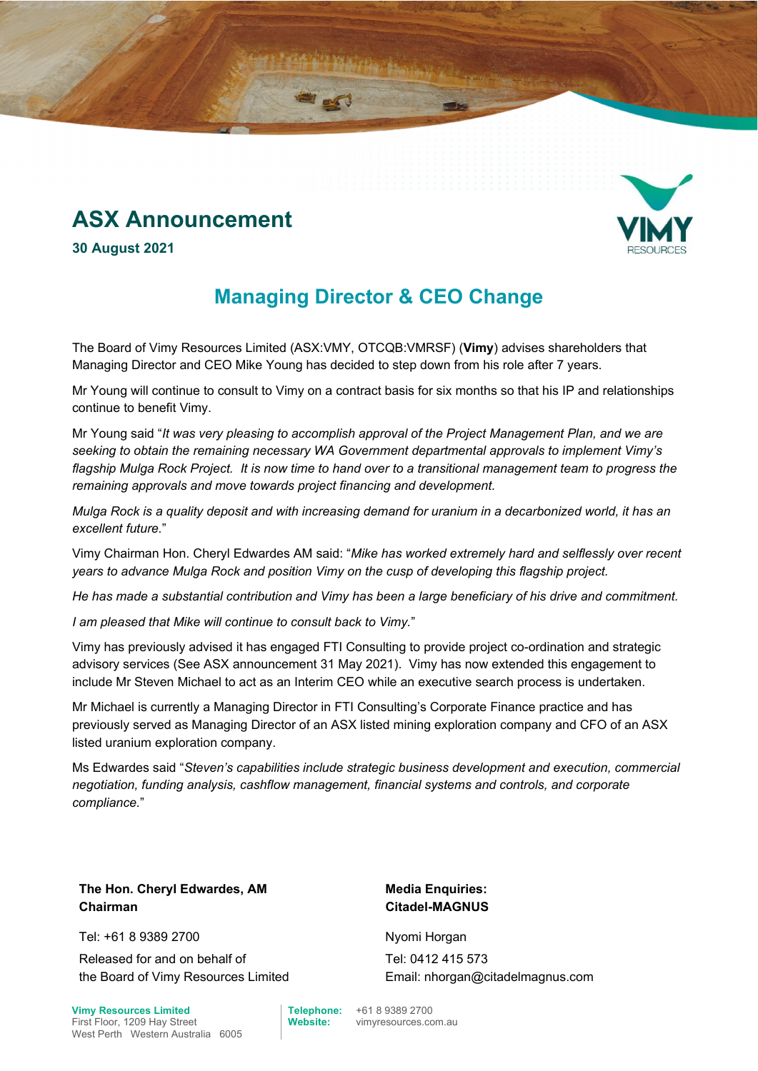# ASX Announcement

**30 August 2021**

## Managing Director & CEO Change

The Board of Vimy Resources Limited (ASX:VMY, OTCQB:VMRSF) (**Vimy**) advises shareholders that Managing Director and CEO Mike Young has decided to step down from his role after 7 years.

Mr Young will continue to consult to Vimy on a contract basis for six months so that his IP and relationships continue to benefit Vimy.

Mr Young said "*It was very pleasing to accomplish approval of the Project Management Plan, and we are seeking to obtain the remaining necessary WA Government departmental approvals to implement Vimy's flagship Mulga Rock Project. It is now time to hand over to a transitional management team to progress the remaining approvals and move towards project financing and development.*

*Mulga Rock is a quality deposit and with increasing demand for uranium in a decarbonized world, it has an excellent future.*"

Vimy Chairman Hon. Cheryl Edwardes AM said: "*Mike has worked extremely hard and selflessly over recent years to advance Mulga Rock and position Vimy on the cusp of developing this flagship project.*

*He has made a substantial contribution and Vimy has been a large beneficiary of his drive and commitment.*

*I am pleased that Mike will continue to consult back to Vimy.*"

Vimy has previously advised it has engaged FTI Consulting to provide project co-ordination and strategic advisory services (See ASX announcement 31 May 2021). Vimy has now extended this engagement to include Mr Steven Michael to act as an Interim CEO while an executive search process is undertaken.

Mr Michael is currently a Managing Director in FTI Consulting's Corporate Finance practice and has previously served as Managing Director of an ASX listed mining exploration company and CFO of an ASX listed uranium exploration company.

Ms Edwardes said "*Steven's capabilities include strategic business development and execution, commercial negotiation, funding analysis, cashflow management, financial systems and controls, and corporate compliance.*"

**The Hon. Cheryl Edwardes, AM**
**Chairman**

Tel: +61 8 9389 2700

Released for and on behalf of
the Board of Vimy Resources Limited

**Media Enquiries:**
**Citadel-MAGNUS**

Nyomi Horgan
Tel: 0412 415 573
Email: nhorgan@citadelmagnus.com

**Vimy Resources Limited**
First Floor, 1209 Hay Street
West Perth Western Australia 6005

**Telephone:** +61 8 9389 2700
**Website:** vimyresources.com.au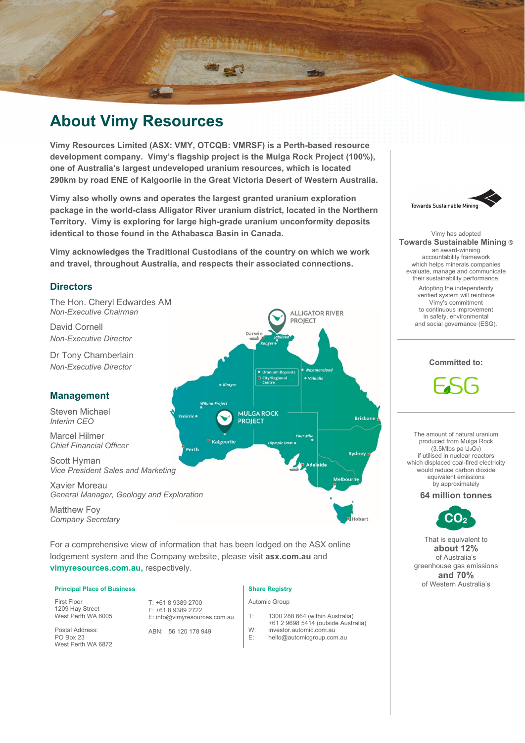# About Vimy Resources

**Vimy Resources Limited (ASX: VMY, OTCQB: VMRSF) is a Perth-based resource development company. Vimy's flagship project is the Mulga Rock Project (100%), one of Australia's largest undeveloped uranium resources, which is located 290km by road ENE of Kalgoorlie in the Great Victoria Desert of Western Australia.**

**Vimy also wholly owns and operates the largest granted uranium exploration package in the world-class Alligator River uranium district, located in the Northern Territory. Vimy is exploring for large high-grade uranium unconformity deposits identical to those found in the Athabasca Basin in Canada.**

**Vimy acknowledges the Traditional Custodians of the country on which we work and travel, throughout Australia, and respects their associated connections.**

## Directors

The Hon. Cheryl Edwardes AM
*Non-Executive Chairman*

David Cornell
*Non-Executive Director*

Dr Tony Chamberlain
*Non-Executive Director*

## Management

Steven Michael
*Interim CEO*

Marcel Hilmer
*Chief Financial Officer*

Scott Hyman
*Vice President Sales and Marketing*

Xavier Moreau
*General Manager, Geology and Exploration*

Matthew Foy
*Company Secretary*

ALLIGATOR RIVER PROJECT
Darwin
Jabiluka
Ranger
Uranium Deposits
City/Regional Centre
Westmoreland
Valhalla
Kintyre
Wiluna Project
Yeelirrie
MULGA ROCK PROJECT
Kalgoorlie
Perth
Olympic Dam
Four Mile
Brisbane
Sydney
Adelaide
Melbourne
Hobart

For a comprehensive view of information that has been lodged on the ASX online lodgement system and the Company website, please visit **asx.com.au** and **vimyresources.com.au,** respectively.

**Principal Place of Business**

First Floor
1209 Hay Street
West Perth WA 6005

Postal Address:
PO Box 23
West Perth WA 6872

T: +61 8 9389 2700
F: +61 8 9389 2722
E: info@vimyresources.com.au

ABN: 56 120 178 949

**Share Registry**

Automic Group

T: 1300 288 664 (within Australia)
+61 2 9698 5414 (outside Australia)
W: investor.automic.com.au
E: hello@automicgroup.com.au

Towards Sustainable Mining

Vimy has adopted
**Towards Sustainable Mining ®**
an award-winning accountability framework which helps minerals companies evaluate, manage and communicate their sustainability performance.

Adopting the independently verified system will reinforce Vimy's commitment to continuous improvement in safety, environmental and social governance (ESG).

**Committed to:**

ESG

The amount of natural uranium produced from Mulga Rock (3.5Mlbs pa $U_3O_8$) if utilised in nuclear reactors which displaced coal-fired electricity would reduce carbon dioxide equivalent emissions by approximately

**64 million tonnes**

$CO_2$

That is equivalent to
**about 12%**
of Australia's greenhouse gas emissions
**and 70%**
of Western Australia's